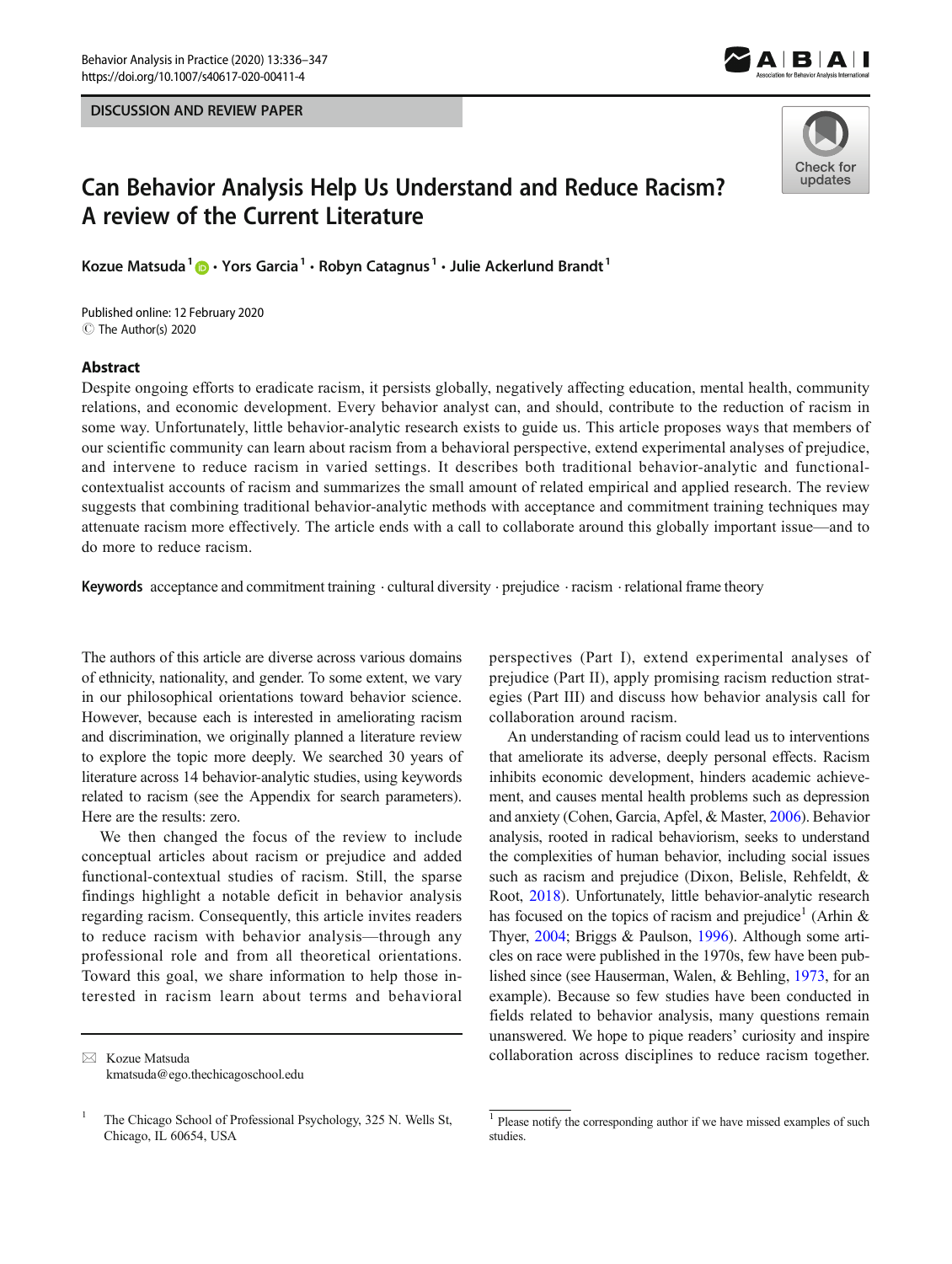DISCUSSION AND REVIEW PAPER

# Can Behavior Analysis Help Us Understand and Reduce Racism? A review of the Current Literature

**Kozue Matsuda**[1] **· Yors Garcia**[1] **· Robyn Catagnus**[1] **· Julie Ackerlund Brandt**[1]

Published online: 12 February 2020
© The Author(s) 2020

## Abstract

Despite ongoing efforts to eradicate racism, it persists globally, negatively affecting education, mental health, community relations, and economic development. Every behavior analyst can, and should, contribute to the reduction of racism in some way. Unfortunately, little behavior-analytic research exists to guide us. This article proposes ways that members of our scientific community can learn about racism from a behavioral perspective, extend experimental analyses of prejudice, and intervene to reduce racism in varied settings. It describes both traditional behavior-analytic and functional-contextualist accounts of racism and summarizes the small amount of related empirical and applied research. The review suggests that combining traditional behavior-analytic methods with acceptance and commitment training techniques may attenuate racism more effectively. The article ends with a call to collaborate around this globally important issue—and to do more to reduce racism.

**Keywords** acceptance and commitment training · cultural diversity · prejudice · racism · relational frame theory

The authors of this article are diverse across various domains of ethnicity, nationality, and gender. To some extent, we vary in our philosophical orientations toward behavior science. However, because each is interested in ameliorating racism and discrimination, we originally planned a literature review to explore the topic more deeply. We searched 30 years of literature across 14 behavior-analytic studies, using keywords related to racism (see the Appendix for search parameters). Here are the results: zero.

We then changed the focus of the review to include conceptual articles about racism or prejudice and added functional-contextual studies of racism. Still, the sparse findings highlight a notable deficit in behavior analysis regarding racism. Consequently, this article invites readers to reduce racism with behavior analysis—through any professional role and from all theoretical orientations. Toward this goal, we share information to help those interested in racism learn about terms and behavioral perspectives (Part I), extend experimental analyses of prejudice (Part II), apply promising racism reduction strategies (Part III) and discuss how behavior analysis call for collaboration around racism.

An understanding of racism could lead us to interventions that ameliorate its adverse, deeply personal effects. Racism inhibits economic development, hinders academic achievement, and causes mental health problems such as depression and anxiety (Cohen, Garcia, Apfel, & Master, 2006). Behavior analysis, rooted in radical behaviorism, seeks to understand the complexities of human behavior, including social issues such as racism and prejudice (Dixon, Belisle, Rehfeldt, & Root, 2018). Unfortunately, little behavior-analytic research has focused on the topics of racism and prejudice[1] (Arhin & Thyer, 2004; Briggs & Paulson, 1996). Although some articles on race were published in the 1970s, few have been published since (see Hauserman, Walen, & Behling, 1973, for an example). Because so few studies have been conducted in fields related to behavior analysis, many questions remain unanswered. We hope to pique readers' curiosity and inspire collaboration across disciplines to reduce racism together.

✉ Kozue Matsuda
kmatsuda@ego.thechicagoschool.edu

[1] The Chicago School of Professional Psychology, 325 N. Wells St, Chicago, IL 60654, USA

[1] Please notify the corresponding author if we have missed examples of such studies.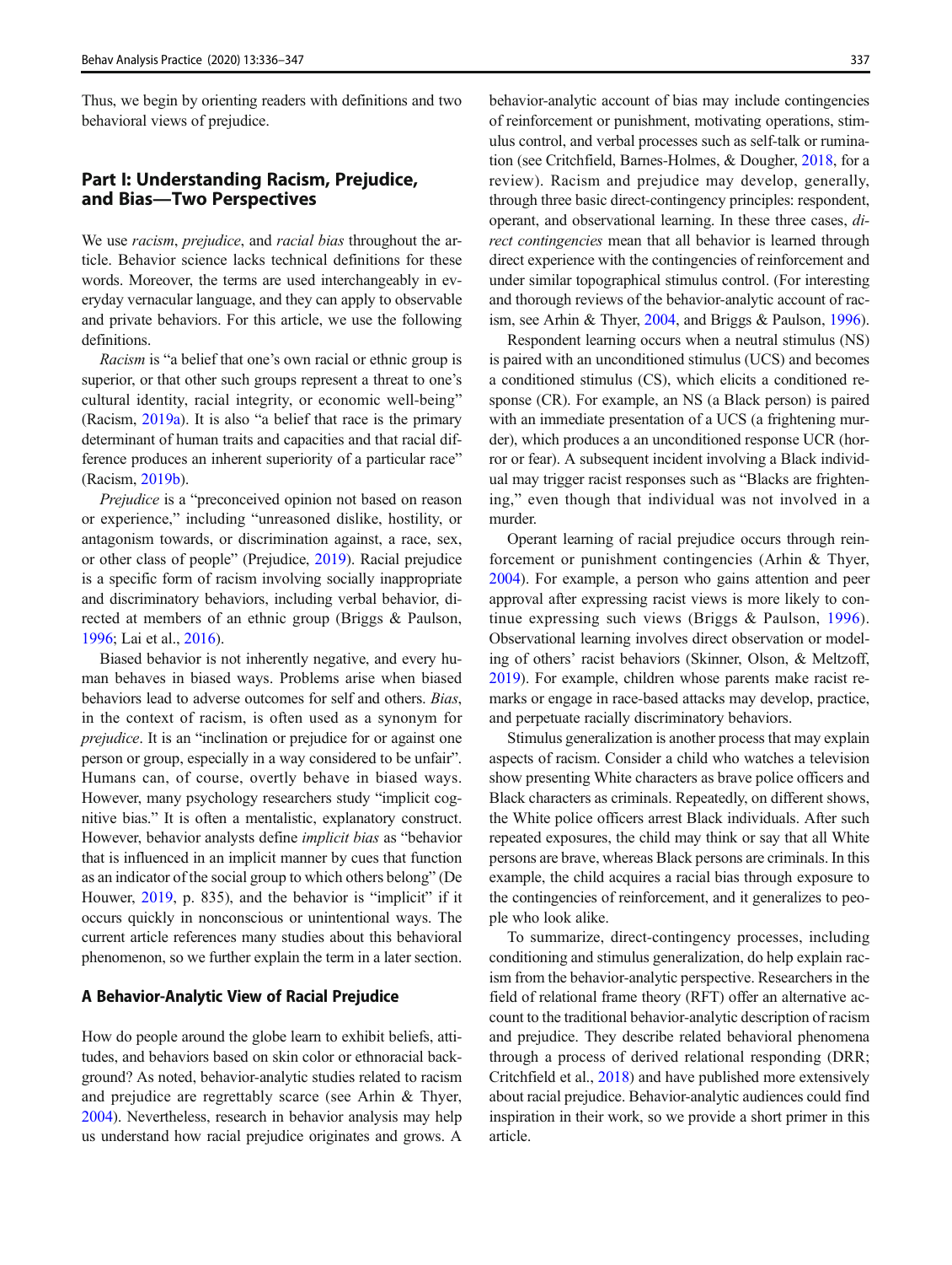Thus, we begin by orienting readers with definitions and two behavioral views of prejudice.

## Part I: Understanding Racism, Prejudice, and Bias—Two Perspectives

We use *racism*, *prejudice*, and *racial bias* throughout the article. Behavior science lacks technical definitions for these words. Moreover, the terms are used interchangeably in everyday vernacular language, and they can apply to observable and private behaviors. For this article, we use the following definitions.

*Racism* is "a belief that one's own racial or ethnic group is superior, or that other such groups represent a threat to one's cultural identity, racial integrity, or economic well-being" (Racism, 2019a). It is also "a belief that race is the primary determinant of human traits and capacities and that racial difference produces an inherent superiority of a particular race" (Racism, 2019b).

*Prejudice* is a "preconceived opinion not based on reason or experience," including "unreasoned dislike, hostility, or antagonism towards, or discrimination against, a race, sex, or other class of people" (Prejudice, 2019). Racial prejudice is a specific form of racism involving socially inappropriate and discriminatory behaviors, including verbal behavior, directed at members of an ethnic group (Briggs & Paulson, 1996; Lai et al., 2016).

Biased behavior is not inherently negative, and every human behaves in biased ways. Problems arise when biased behaviors lead to adverse outcomes for self and others. *Bias*, in the context of racism, is often used as a synonym for *prejudice*. It is an "inclination or prejudice for or against one person or group, especially in a way considered to be unfair". Humans can, of course, overtly behave in biased ways. However, many psychology researchers study "implicit cognitive bias." It is often a mentalistic, explanatory construct. However, behavior analysts define *implicit bias* as "behavior that is influenced in an implicit manner by cues that function as an indicator of the social group to which others belong" (De Houwer, 2019, p. 835), and the behavior is "implicit" if it occurs quickly in nonconscious or unintentional ways. The current article references many studies about this behavioral phenomenon, so we further explain the term in a later section.

### A Behavior-Analytic View of Racial Prejudice

How do people around the globe learn to exhibit beliefs, attitudes, and behaviors based on skin color or ethnoracial background? As noted, behavior-analytic studies related to racism and prejudice are regrettably scarce (see Arhin & Thyer, 2004). Nevertheless, research in behavior analysis may help us understand how racial prejudice originates and grows. A behavior-analytic account of bias may include contingencies of reinforcement or punishment, motivating operations, stimulus control, and verbal processes such as self-talk or rumination (see Critchfield, Barnes-Holmes, & Dougher, 2018, for a review). Racism and prejudice may develop, generally, through three basic direct-contingency principles: respondent, operant, and observational learning. In these three cases, *direct contingencies* mean that all behavior is learned through direct experience with the contingencies of reinforcement and under similar topographical stimulus control. (For interesting and thorough reviews of the behavior-analytic account of racism, see Arhin & Thyer, 2004, and Briggs & Paulson, 1996).

Respondent learning occurs when a neutral stimulus (NS) is paired with an unconditioned stimulus (UCS) and becomes a conditioned stimulus (CS), which elicits a conditioned response (CR). For example, an NS (a Black person) is paired with an immediate presentation of a UCS (a frightening murder), which produces a an unconditioned response UCR (horror or fear). A subsequent incident involving a Black individual may trigger racist responses such as "Blacks are frightening," even though that individual was not involved in a murder.

Operant learning of racial prejudice occurs through reinforcement or punishment contingencies (Arhin & Thyer, 2004). For example, a person who gains attention and peer approval after expressing racist views is more likely to continue expressing such views (Briggs & Paulson, 1996). Observational learning involves direct observation or modeling of others' racist behaviors (Skinner, Olson, & Meltzoff, 2019). For example, children whose parents make racist remarks or engage in race-based attacks may develop, practice, and perpetuate racially discriminatory behaviors.

Stimulus generalization is another process that may explain aspects of racism. Consider a child who watches a television show presenting White characters as brave police officers and Black characters as criminals. Repeatedly, on different shows, the White police officers arrest Black individuals. After such repeated exposures, the child may think or say that all White persons are brave, whereas Black persons are criminals. In this example, the child acquires a racial bias through exposure to the contingencies of reinforcement, and it generalizes to people who look alike.

To summarize, direct-contingency processes, including conditioning and stimulus generalization, do help explain racism from the behavior-analytic perspective. Researchers in the field of relational frame theory (RFT) offer an alternative account to the traditional behavior-analytic description of racism and prejudice. They describe related behavioral phenomena through a process of derived relational responding (DRR; Critchfield et al., 2018) and have published more extensively about racial prejudice. Behavior-analytic audiences could find inspiration in their work, so we provide a short primer in this article.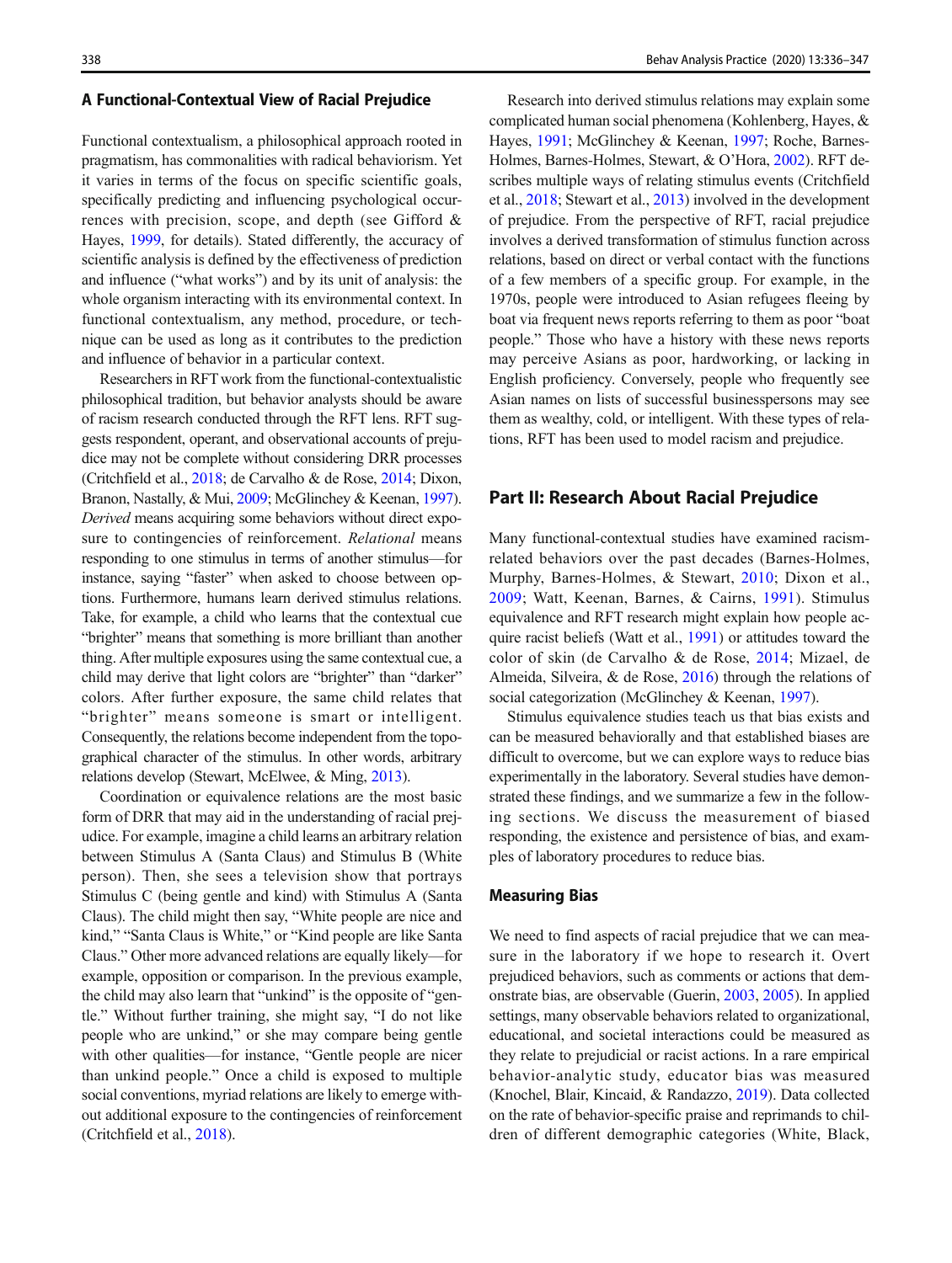### A Functional-Contextual View of Racial Prejudice

Functional contextualism, a philosophical approach rooted in pragmatism, has commonalities with radical behaviorism. Yet it varies in terms of the focus on specific scientific goals, specifically predicting and influencing psychological occurrences with precision, scope, and depth (see Gifford & Hayes, 1999, for details). Stated differently, the accuracy of scientific analysis is defined by the effectiveness of prediction and influence ("what works") and by its unit of analysis: the whole organism interacting with its environmental context. In functional contextualism, any method, procedure, or technique can be used as long as it contributes to the prediction and influence of behavior in a particular context.

Researchers in RFT work from the functional-contextualistic philosophical tradition, but behavior analysts should be aware of racism research conducted through the RFT lens. RFT suggests respondent, operant, and observational accounts of prejudice may not be complete without considering DRR processes (Critchfield et al., 2018; de Carvalho & de Rose, 2014; Dixon, Branon, Nastally, & Mui, 2009; McGlinchey & Keenan, 1997). *Derived* means acquiring some behaviors without direct exposure to contingencies of reinforcement. *Relational* means responding to one stimulus in terms of another stimulus—for instance, saying "faster" when asked to choose between options. Furthermore, humans learn derived stimulus relations. Take, for example, a child who learns that the contextual cue "brighter" means that something is more brilliant than another thing. After multiple exposures using the same contextual cue, a child may derive that light colors are "brighter" than "darker" colors. After further exposure, the same child relates that "brighter" means someone is smart or intelligent. Consequently, the relations become independent from the topographical character of the stimulus. In other words, arbitrary relations develop (Stewart, McElwee, & Ming, 2013).

Coordination or equivalence relations are the most basic form of DRR that may aid in the understanding of racial prejudice. For example, imagine a child learns an arbitrary relation between Stimulus A (Santa Claus) and Stimulus B (White person). Then, she sees a television show that portrays Stimulus C (being gentle and kind) with Stimulus A (Santa Claus). The child might then say, "White people are nice and kind," "Santa Claus is White," or "Kind people are like Santa Claus." Other more advanced relations are equally likely—for example, opposition or comparison. In the previous example, the child may also learn that "unkind" is the opposite of "gentle." Without further training, she might say, "I do not like people who are unkind," or she may compare being gentle with other qualities—for instance, "Gentle people are nicer than unkind people." Once a child is exposed to multiple social conventions, myriad relations are likely to emerge without additional exposure to the contingencies of reinforcement (Critchfield et al., 2018).

Research into derived stimulus relations may explain some complicated human social phenomena (Kohlenberg, Hayes, & Hayes, 1991; McGlinchey & Keenan, 1997; Roche, Barnes-Holmes, Barnes-Holmes, Stewart, & O'Hora, 2002). RFT describes multiple ways of relating stimulus events (Critchfield et al., 2018; Stewart et al., 2013) involved in the development of prejudice. From the perspective of RFT, racial prejudice involves a derived transformation of stimulus function across relations, based on direct or verbal contact with the functions of a few members of a specific group. For example, in the 1970s, people were introduced to Asian refugees fleeing by boat via frequent news reports referring to them as poor "boat people." Those who have a history with these news reports may perceive Asians as poor, hardworking, or lacking in English proficiency. Conversely, people who frequently see Asian names on lists of successful businesspersons may see them as wealthy, cold, or intelligent. With these types of relations, RFT has been used to model racism and prejudice.

## Part II: Research About Racial Prejudice

Many functional-contextual studies have examined racism-related behaviors over the past decades (Barnes-Holmes, Murphy, Barnes-Holmes, & Stewart, 2010; Dixon et al., 2009; Watt, Keenan, Barnes, & Cairns, 1991). Stimulus equivalence and RFT research might explain how people acquire racist beliefs (Watt et al., 1991) or attitudes toward the color of skin (de Carvalho & de Rose, 2014; Mizael, de Almeida, Silveira, & de Rose, 2016) through the relations of social categorization (McGlinchey & Keenan, 1997).

Stimulus equivalence studies teach us that bias exists and can be measured behaviorally and that established biases are difficult to overcome, but we can explore ways to reduce bias experimentally in the laboratory. Several studies have demonstrated these findings, and we summarize a few in the following sections. We discuss the measurement of biased responding, the existence and persistence of bias, and examples of laboratory procedures to reduce bias.

### Measuring Bias

We need to find aspects of racial prejudice that we can measure in the laboratory if we hope to research it. Overt prejudiced behaviors, such as comments or actions that demonstrate bias, are observable (Guerin, 2003, 2005). In applied settings, many observable behaviors related to organizational, educational, and societal interactions could be measured as they relate to prejudicial or racist actions. In a rare empirical behavior-analytic study, educator bias was measured (Knochel, Blair, Kincaid, & Randazzo, 2019). Data collected on the rate of behavior-specific praise and reprimands to children of different demographic categories (White, Black,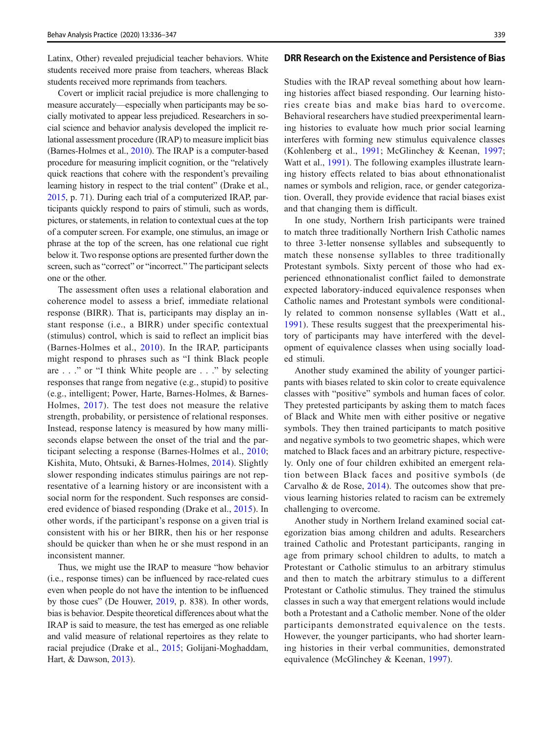Latinx, Other) revealed prejudicial teacher behaviors. White students received more praise from teachers, whereas Black students received more reprimands from teachers.

Covert or implicit racial prejudice is more challenging to measure accurately—especially when participants may be socially motivated to appear less prejudiced. Researchers in social science and behavior analysis developed the implicit relational assessment procedure (IRAP) to measure implicit bias (Barnes-Holmes et al., 2010). The IRAP is a computer-based procedure for measuring implicit cognition, or the "relatively quick reactions that cohere with the respondent's prevailing learning history in respect to the trial content" (Drake et al., 2015, p. 71). During each trial of a computerized IRAP, participants quickly respond to pairs of stimuli, such as words, pictures, or statements, in relation to contextual cues at the top of a computer screen. For example, one stimulus, an image or phrase at the top of the screen, has one relational cue right below it. Two response options are presented further down the screen, such as "correct" or "incorrect." The participant selects one or the other.

The assessment often uses a relational elaboration and coherence model to assess a brief, immediate relational response (BIRR). That is, participants may display an instant response (i.e., a BIRR) under specific contextual (stimulus) control, which is said to reflect an implicit bias (Barnes-Holmes et al., 2010). In the IRAP, participants might respond to phrases such as "I think Black people are . . ." or "I think White people are . . ." by selecting responses that range from negative (e.g., stupid) to positive (e.g., intelligent; Power, Harte, Barnes-Holmes, & Barnes-Holmes, 2017). The test does not measure the relative strength, probability, or persistence of relational responses. Instead, response latency is measured by how many milliseconds elapse between the onset of the trial and the participant selecting a response (Barnes-Holmes et al., 2010; Kishita, Muto, Ohtsuki, & Barnes-Holmes, 2014). Slightly slower responding indicates stimulus pairings are not representative of a learning history or are inconsistent with a social norm for the respondent. Such responses are considered evidence of biased responding (Drake et al., 2015). In other words, if the participant's response on a given trial is consistent with his or her BIRR, then his or her response should be quicker than when he or she must respond in an inconsistent manner.

Thus, we might use the IRAP to measure "how behavior (i.e., response times) can be influenced by race-related cues even when people do not have the intention to be influenced by those cues" (De Houwer, 2019, p. 838). In other words, bias is behavior. Despite theoretical differences about what the IRAP is said to measure, the test has emerged as one reliable and valid measure of relational repertoires as they relate to racial prejudice (Drake et al., 2015; Golijani-Moghaddam, Hart, & Dawson, 2013).

## DRR Research on the Existence and Persistence of Bias

Studies with the IRAP reveal something about how learning histories affect biased responding. Our learning histories create bias and make bias hard to overcome. Behavioral researchers have studied preexperimental learning histories to evaluate how much prior social learning interferes with forming new stimulus equivalence classes (Kohlenberg et al., 1991; McGlinchey & Keenan, 1997; Watt et al., 1991). The following examples illustrate learning history effects related to bias about ethnonationalist names or symbols and religion, race, or gender categorization. Overall, they provide evidence that racial biases exist and that changing them is difficult.

In one study, Northern Irish participants were trained to match three traditionally Northern Irish Catholic names to three 3-letter nonsense syllables and subsequently to match these nonsense syllables to three traditionally Protestant symbols. Sixty percent of those who had experienced ethnonationalist conflict failed to demonstrate expected laboratory-induced equivalence responses when Catholic names and Protestant symbols were conditionally related to common nonsense syllables (Watt et al., 1991). These results suggest that the preexperimental history of participants may have interfered with the development of equivalence classes when using socially loaded stimuli.

Another study examined the ability of younger participants with biases related to skin color to create equivalence classes with "positive" symbols and human faces of color. They pretested participants by asking them to match faces of Black and White men with either positive or negative symbols. They then trained participants to match positive and negative symbols to two geometric shapes, which were matched to Black faces and an arbitrary picture, respectively. Only one of four children exhibited an emergent relation between Black faces and positive symbols (de Carvalho & de Rose, 2014). The outcomes show that previous learning histories related to racism can be extremely challenging to overcome.

Another study in Northern Ireland examined social categorization bias among children and adults. Researchers trained Catholic and Protestant participants, ranging in age from primary school children to adults, to match a Protestant or Catholic stimulus to an arbitrary stimulus and then to match the arbitrary stimulus to a different Protestant or Catholic stimulus. They trained the stimulus classes in such a way that emergent relations would include both a Protestant and a Catholic member. None of the older participants demonstrated equivalence on the tests. However, the younger participants, who had shorter learning histories in their verbal communities, demonstrated equivalence (McGlinchey & Keenan, 1997).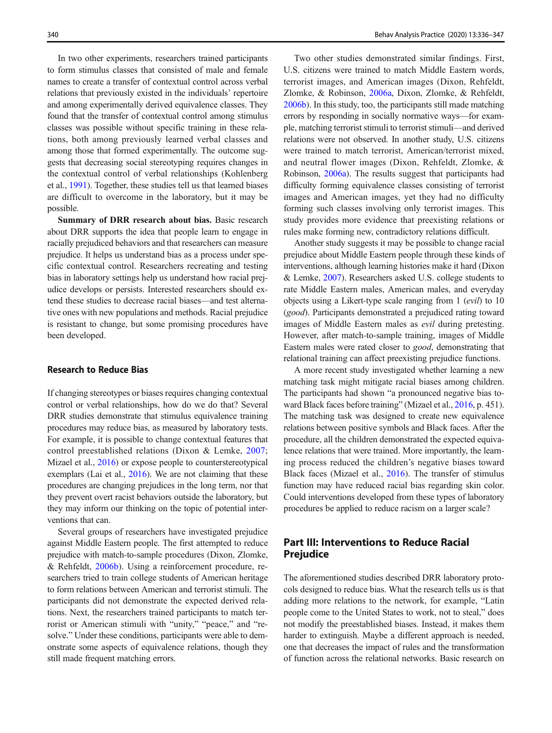In two other experiments, researchers trained participants to form stimulus classes that consisted of male and female names to create a transfer of contextual control across verbal relations that previously existed in the individuals' repertoire and among experimentally derived equivalence classes. They found that the transfer of contextual control among stimulus classes was possible without specific training in these relations, both among previously learned verbal classes and among those that formed experimentally. The outcome suggests that decreasing social stereotyping requires changes in the contextual control of verbal relationships (Kohlenberg et al., 1991). Together, these studies tell us that learned biases are difficult to overcome in the laboratory, but it may be possible.

**Summary of DRR research about bias.** Basic research about DRR supports the idea that people learn to engage in racially prejudiced behaviors and that researchers can measure prejudice. It helps us understand bias as a process under specific contextual control. Researchers recreating and testing bias in laboratory settings help us understand how racial prejudice develops or persists. Interested researchers should extend these studies to decrease racial biases—and test alternative ones with new populations and methods. Racial prejudice is resistant to change, but some promising procedures have been developed.

### Research to Reduce Bias

If changing stereotypes or biases requires changing contextual control or verbal relationships, how do we do that? Several DRR studies demonstrate that stimulus equivalence training procedures may reduce bias, as measured by laboratory tests. For example, it is possible to change contextual features that control preestablished relations (Dixon & Lemke, 2007; Mizael et al., 2016) or expose people to counterstereotypical exemplars (Lai et al., 2016). We are not claiming that these procedures are changing prejudices in the long term, nor that they prevent overt racist behaviors outside the laboratory, but they may inform our thinking on the topic of potential interventions that can.

Several groups of researchers have investigated prejudice against Middle Eastern people. The first attempted to reduce prejudice with match-to-sample procedures (Dixon, Zlomke, & Rehfeldt, 2006b). Using a reinforcement procedure, researchers tried to train college students of American heritage to form relations between American and terrorist stimuli. The participants did not demonstrate the expected derived relations. Next, the researchers trained participants to match terrorist or American stimuli with "unity," "peace," and "resolve." Under these conditions, participants were able to demonstrate some aspects of equivalence relations, though they still made frequent matching errors.

Two other studies demonstrated similar findings. First, U.S. citizens were trained to match Middle Eastern words, terrorist images, and American images (Dixon, Rehfeldt, Zlomke, & Robinson, 2006a, Dixon, Zlomke, & Rehfeldt, 2006b). In this study, too, the participants still made matching errors by responding in socially normative ways—for example, matching terrorist stimuli to terrorist stimuli—and derived relations were not observed. In another study, U.S. citizens were trained to match terrorist, American/terrorist mixed, and neutral flower images (Dixon, Rehfeldt, Zlomke, & Robinson, 2006a). The results suggest that participants had difficulty forming equivalence classes consisting of terrorist images and American images, yet they had no difficulty forming such classes involving only terrorist images. This study provides more evidence that preexisting relations or rules make forming new, contradictory relations difficult.

Another study suggests it may be possible to change racial prejudice about Middle Eastern people through these kinds of interventions, although learning histories make it hard (Dixon & Lemke, 2007). Researchers asked U.S. college students to rate Middle Eastern males, American males, and everyday objects using a Likert-type scale ranging from 1 (*evil*) to 10 (*good*). Participants demonstrated a prejudiced rating toward images of Middle Eastern males as *evil* during pretesting. However, after match-to-sample training, images of Middle Eastern males were rated closer to *good*, demonstrating that relational training can affect preexisting prejudice functions.

A more recent study investigated whether learning a new matching task might mitigate racial biases among children. The participants had shown "a pronounced negative bias toward Black faces before training" (Mizael et al., 2016, p. 451). The matching task was designed to create new equivalence relations between positive symbols and Black faces. After the procedure, all the children demonstrated the expected equivalence relations that were trained. More importantly, the learning process reduced the children's negative biases toward Black faces (Mizael et al., 2016). The transfer of stimulus function may have reduced racial bias regarding skin color. Could interventions developed from these types of laboratory procedures be applied to reduce racism on a larger scale?

## Part III: Interventions to Reduce Racial Prejudice

The aforementioned studies described DRR laboratory protocols designed to reduce bias. What the research tells us is that adding more relations to the network, for example, "Latin people come to the United States to work, not to steal," does not modify the preestablished biases. Instead, it makes them harder to extinguish. Maybe a different approach is needed, one that decreases the impact of rules and the transformation of function across the relational networks. Basic research on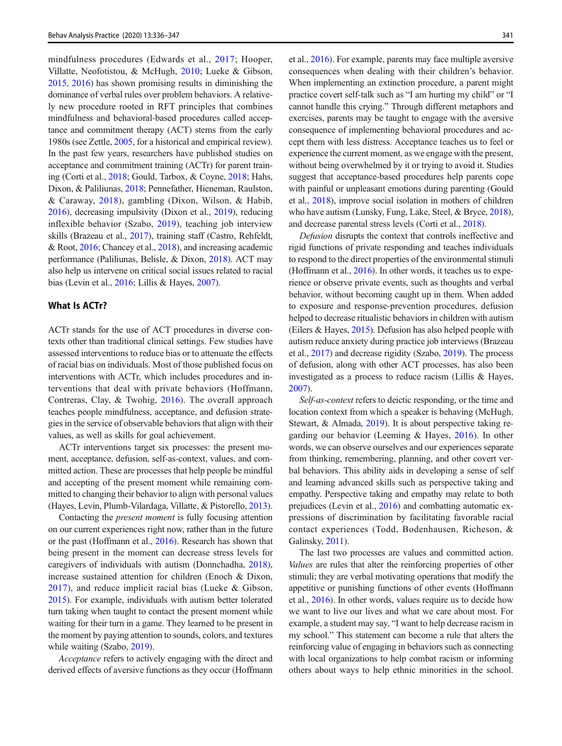mindfulness procedures (Edwards et al., 2017; Hooper, Villatte, Neofotistou, & McHugh, 2010; Lueke & Gibson, 2015, 2016) has shown promising results in diminishing the dominance of verbal rules over problem behaviors. A relatively new procedure rooted in RFT principles that combines mindfulness and behavioral-based procedures called acceptance and commitment therapy (ACT) stems from the early 1980s (see Zettle, 2005, for a historical and empirical review). In the past few years, researchers have published studies on acceptance and commitment training (ACTr) for parent training (Corti et al., 2018; Gould, Tarbox, & Coyne, 2018; Hahs, Dixon, & Paliliunas, 2018; Pennefather, Hieneman, Raulston, & Caraway, 2018), gambling (Dixon, Wilson, & Habib, 2016), decreasing impulsivity (Dixon et al., 2019), reducing inflexible behavior (Szabo, 2019), teaching job interview skills (Brazeau et al., 2017), training staff (Castro, Rehfeldt, & Root, 2016; Chancey et al., 2018), and increasing academic performance (Paliliunas, Belisle, & Dixon, 2018). ACT may also help us intervene on critical social issues related to racial bias (Levin et al., 2016; Lillis & Hayes, 2007).

## What Is ACTr?

ACTr stands for the use of ACT procedures in diverse contexts other than traditional clinical settings. Few studies have assessed interventions to reduce bias or to attenuate the effects of racial bias on individuals. Most of those published focus on interventions with ACTr, which includes procedures and interventions that deal with private behaviors (Hoffmann, Contreras, Clay, & Twohig, 2016). The overall approach teaches people mindfulness, acceptance, and defusion strategies in the service of observable behaviors that align with their values, as well as skills for goal achievement.

ACTr interventions target six processes: the present moment, acceptance, defusion, self-as-context, values, and committed action. These are processes that help people be mindful and accepting of the present moment while remaining committed to changing their behavior to align with personal values (Hayes, Levin, Plumb-Vilardaga, Villatte, & Pistorello, 2013).

Contacting the *present moment* is fully focusing attention on our current experiences right now, rather than in the future or the past (Hoffmann et al., 2016). Research has shown that being present in the moment can decrease stress levels for caregivers of individuals with autism (Donnchadha, 2018), increase sustained attention for children (Enoch & Dixon, 2017), and reduce implicit racial bias (Lueke & Gibson, 2015). For example, individuals with autism better tolerated turn taking when taught to contact the present moment while waiting for their turn in a game. They learned to be present in the moment by paying attention to sounds, colors, and textures while waiting (Szabo, 2019).

*Acceptance* refers to actively engaging with the direct and derived effects of aversive functions as they occur (Hoffmann et al., 2016). For example, parents may face multiple aversive consequences when dealing with their children's behavior. When implementing an extinction procedure, a parent might practice covert self-talk such as "I am hurting my child" or "I cannot handle this crying." Through different metaphors and exercises, parents may be taught to engage with the aversive consequence of implementing behavioral procedures and accept them with less distress. Acceptance teaches us to feel or experience the current moment, as we engage with the present, without being overwhelmed by it or trying to avoid it. Studies suggest that acceptance-based procedures help parents cope with painful or unpleasant emotions during parenting (Gould et al., 2018), improve social isolation in mothers of children who have autism (Lunsky, Fung, Lake, Steel, & Bryce, 2018), and decrease parental stress levels (Corti et al., 2018).

*Defusion* disrupts the context that controls ineffective and rigid functions of private responding and teaches individuals to respond to the direct properties of the environmental stimuli (Hoffmann et al., 2016). In other words, it teaches us to experience or observe private events, such as thoughts and verbal behavior, without becoming caught up in them. When added to exposure and response-prevention procedures, defusion helped to decrease ritualistic behaviors in children with autism (Eilers & Hayes, 2015). Defusion has also helped people with autism reduce anxiety during practice job interviews (Brazeau et al., 2017) and decrease rigidity (Szabo, 2019). The process of defusion, along with other ACT processes, has also been investigated as a process to reduce racism (Lillis & Hayes, 2007).

*Self-as-context* refers to deictic responding, or the time and location context from which a speaker is behaving (McHugh, Stewart, & Almada, 2019). It is about perspective taking regarding our behavior (Leeming & Hayes, 2016). In other words, we can observe ourselves and our experiences separate from thinking, remembering, planning, and other covert verbal behaviors. This ability aids in developing a sense of self and learning advanced skills such as perspective taking and empathy. Perspective taking and empathy may relate to both prejudices (Levin et al., 2016) and combatting automatic expressions of discrimination by facilitating favorable racial contact experiences (Todd, Bodenhausen, Richeson, & Galinsky, 2011).

The last two processes are values and committed action. *Values* are rules that alter the reinforcing properties of other stimuli; they are verbal motivating operations that modify the appetitive or punishing functions of other events (Hoffmann et al., 2016). In other words, values require us to decide how we want to live our lives and what we care about most. For example, a student may say, "I want to help decrease racism in my school." This statement can become a rule that alters the reinforcing value of engaging in behaviors such as connecting with local organizations to help combat racism or informing others about ways to help ethnic minorities in the school.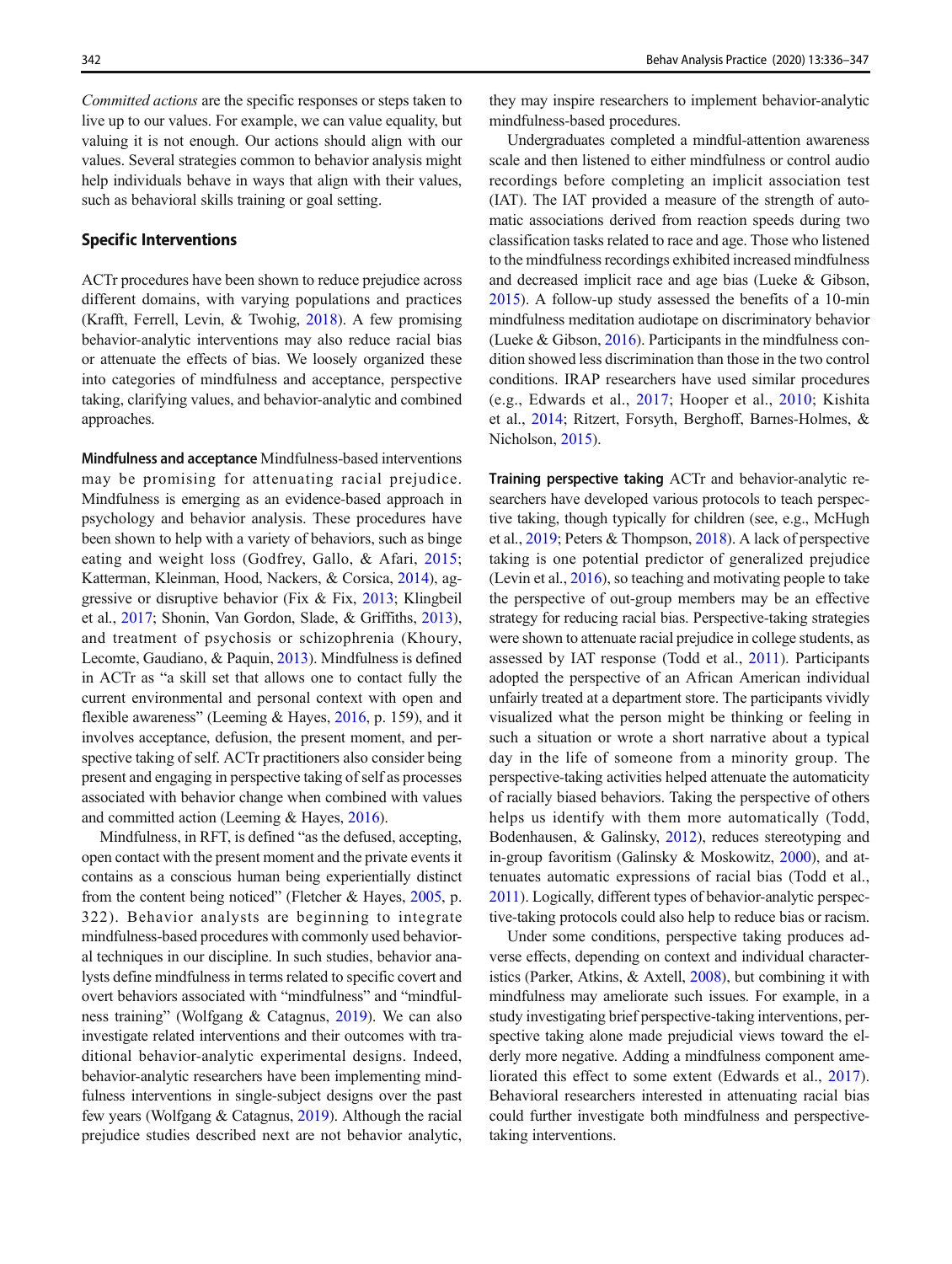*Committed actions* are the specific responses or steps taken to live up to our values. For example, we can value equality, but valuing it is not enough. Our actions should align with our values. Several strategies common to behavior analysis might help individuals behave in ways that align with their values, such as behavioral skills training or goal setting.

### Specific Interventions

ACTr procedures have been shown to reduce prejudice across different domains, with varying populations and practices (Krafft, Ferrell, Levin, & Twohig, 2018). A few promising behavior-analytic interventions may also reduce racial bias or attenuate the effects of bias. We loosely organized these into categories of mindfulness and acceptance, perspective taking, clarifying values, and behavior-analytic and combined approaches.

**Mindfulness and acceptance** Mindfulness-based interventions may be promising for attenuating racial prejudice. Mindfulness is emerging as an evidence-based approach in psychology and behavior analysis. These procedures have been shown to help with a variety of behaviors, such as binge eating and weight loss (Godfrey, Gallo, & Afari, 2015; Katterman, Kleinman, Hood, Nackers, & Corsica, 2014), aggressive or disruptive behavior (Fix & Fix, 2013; Klingbeil et al., 2017; Shonin, Van Gordon, Slade, & Griffiths, 2013), and treatment of psychosis or schizophrenia (Khoury, Lecomte, Gaudiano, & Paquin, 2013). Mindfulness is defined in ACTr as "a skill set that allows one to contact fully the current environmental and personal context with open and flexible awareness" (Leeming & Hayes, 2016, p. 159), and it involves acceptance, defusion, the present moment, and perspective taking of self. ACTr practitioners also consider being present and engaging in perspective taking of self as processes associated with behavior change when combined with values and committed action (Leeming & Hayes, 2016).

Mindfulness, in RFT, is defined "as the defused, accepting, open contact with the present moment and the private events it contains as a conscious human being experientially distinct from the content being noticed" (Fletcher & Hayes, 2005, p. 322). Behavior analysts are beginning to integrate mindfulness-based procedures with commonly used behavioral techniques in our discipline. In such studies, behavior analysts define mindfulness in terms related to specific covert and overt behaviors associated with "mindfulness" and "mindfulness training" (Wolfgang & Catagnus, 2019). We can also investigate related interventions and their outcomes with traditional behavior-analytic experimental designs. Indeed, behavior-analytic researchers have been implementing mindfulness interventions in single-subject designs over the past few years (Wolfgang & Catagnus, 2019). Although the racial prejudice studies described next are not behavior analytic, they may inspire researchers to implement behavior-analytic mindfulness-based procedures.

Undergraduates completed a mindful-attention awareness scale and then listened to either mindfulness or control audio recordings before completing an implicit association test (IAT). The IAT provided a measure of the strength of automatic associations derived from reaction speeds during two classification tasks related to race and age. Those who listened to the mindfulness recordings exhibited increased mindfulness and decreased implicit race and age bias (Lueke & Gibson, 2015). A follow-up study assessed the benefits of a 10-min mindfulness meditation audiotape on discriminatory behavior (Lueke & Gibson, 2016). Participants in the mindfulness condition showed less discrimination than those in the two control conditions. IRAP researchers have used similar procedures (e.g., Edwards et al., 2017; Hooper et al., 2010; Kishita et al., 2014; Ritzert, Forsyth, Berghoff, Barnes-Holmes, & Nicholson, 2015).

**Training perspective taking** ACTr and behavior-analytic researchers have developed various protocols to teach perspective taking, though typically for children (see, e.g., McHugh et al., 2019; Peters & Thompson, 2018). A lack of perspective taking is one potential predictor of generalized prejudice (Levin et al., 2016), so teaching and motivating people to take the perspective of out-group members may be an effective strategy for reducing racial bias. Perspective-taking strategies were shown to attenuate racial prejudice in college students, as assessed by IAT response (Todd et al., 2011). Participants adopted the perspective of an African American individual unfairly treated at a department store. The participants vividly visualized what the person might be thinking or feeling in such a situation or wrote a short narrative about a typical day in the life of someone from a minority group. The perspective-taking activities helped attenuate the automaticity of racially biased behaviors. Taking the perspective of others helps us identify with them more automatically (Todd, Bodenhausen, & Galinsky, 2012), reduces stereotyping and in-group favoritism (Galinsky & Moskowitz, 2000), and attenuates automatic expressions of racial bias (Todd et al., 2011). Logically, different types of behavior-analytic perspective-taking protocols could also help to reduce bias or racism.

Under some conditions, perspective taking produces adverse effects, depending on context and individual characteristics (Parker, Atkins, & Axtell, 2008), but combining it with mindfulness may ameliorate such issues. For example, in a study investigating brief perspective-taking interventions, perspective taking alone made prejudicial views toward the elderly more negative. Adding a mindfulness component ameliorated this effect to some extent (Edwards et al., 2017). Behavioral researchers interested in attenuating racial bias could further investigate both mindfulness and perspective-taking interventions.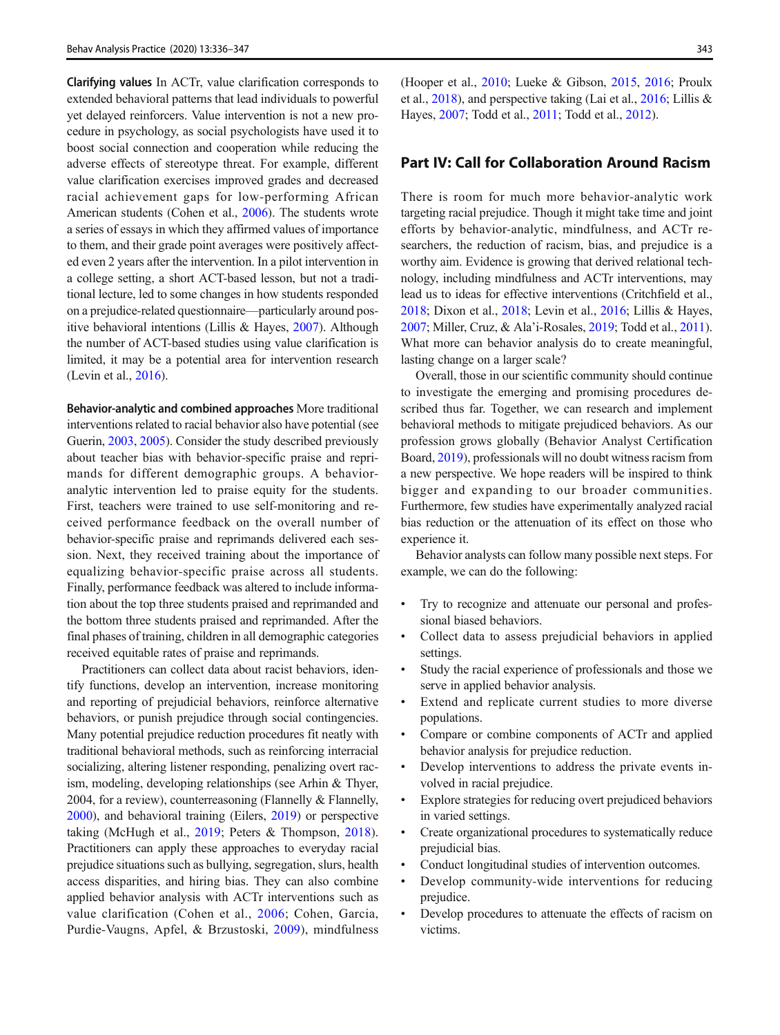**Clarifying values** In ACTr, value clarification corresponds to extended behavioral patterns that lead individuals to powerful yet delayed reinforcers. Value intervention is not a new procedure in psychology, as social psychologists have used it to boost social connection and cooperation while reducing the adverse effects of stereotype threat. For example, different value clarification exercises improved grades and decreased racial achievement gaps for low-performing African American students (Cohen et al., 2006). The students wrote a series of essays in which they affirmed values of importance to them, and their grade point averages were positively affected even 2 years after the intervention. In a pilot intervention in a college setting, a short ACT-based lesson, but not a traditional lecture, led to some changes in how students responded on a prejudice-related questionnaire—particularly around positive behavioral intentions (Lillis & Hayes, 2007). Although the number of ACT-based studies using value clarification is limited, it may be a potential area for intervention research (Levin et al., 2016).

**Behavior-analytic and combined approaches** More traditional interventions related to racial behavior also have potential (see Guerin, 2003, 2005). Consider the study described previously about teacher bias with behavior-specific praise and reprimands for different demographic groups. A behavior-analytic intervention led to praise equity for the students. First, teachers were trained to use self-monitoring and received performance feedback on the overall number of behavior-specific praise and reprimands delivered each session. Next, they received training about the importance of equalizing behavior-specific praise across all students. Finally, performance feedback was altered to include information about the top three students praised and reprimanded and the bottom three students praised and reprimanded. After the final phases of training, children in all demographic categories received equitable rates of praise and reprimands.

Practitioners can collect data about racist behaviors, identify functions, develop an intervention, increase monitoring and reporting of prejudicial behaviors, reinforce alternative behaviors, or punish prejudice through social contingencies. Many potential prejudice reduction procedures fit neatly with traditional behavioral methods, such as reinforcing interracial socializing, altering listener responding, penalizing overt racism, modeling, developing relationships (see Arhin & Thyer, 2004, for a review), counterreasoning (Flannelly & Flannelly, 2000), and behavioral training (Eilers, 2019) or perspective taking (McHugh et al., 2019; Peters & Thompson, 2018). Practitioners can apply these approaches to everyday racial prejudice situations such as bullying, segregation, slurs, health access disparities, and hiring bias. They can also combine applied behavior analysis with ACTr interventions such as value clarification (Cohen et al., 2006; Cohen, Garcia, Purdie-Vaugns, Apfel, & Brzustoski, 2009), mindfulness (Hooper et al., 2010; Lueke & Gibson, 2015, 2016; Proulx et al., 2018), and perspective taking (Lai et al., 2016; Lillis & Hayes, 2007; Todd et al., 2011; Todd et al., 2012).

## Part IV: Call for Collaboration Around Racism

There is room for much more behavior-analytic work targeting racial prejudice. Though it might take time and joint efforts by behavior-analytic, mindfulness, and ACTr researchers, the reduction of racism, bias, and prejudice is a worthy aim. Evidence is growing that derived relational technology, including mindfulness and ACTr interventions, may lead us to ideas for effective interventions (Critchfield et al., 2018; Dixon et al., 2018; Levin et al., 2016; Lillis & Hayes, 2007; Miller, Cruz, & Ala'i-Rosales, 2019; Todd et al., 2011). What more can behavior analysis do to create meaningful, lasting change on a larger scale?

Overall, those in our scientific community should continue to investigate the emerging and promising procedures described thus far. Together, we can research and implement behavioral methods to mitigate prejudiced behaviors. As our profession grows globally (Behavior Analyst Certification Board, 2019), professionals will no doubt witness racism from a new perspective. We hope readers will be inspired to think bigger and expanding to our broader communities. Furthermore, few studies have experimentally analyzed racial bias reduction or the attenuation of its effect on those who experience it.

Behavior analysts can follow many possible next steps. For example, we can do the following:

- Try to recognize and attenuate our personal and professional biased behaviors.
- Collect data to assess prejudicial behaviors in applied settings.
- Study the racial experience of professionals and those we serve in applied behavior analysis.
- Extend and replicate current studies to more diverse populations.
- Compare or combine components of ACTr and applied behavior analysis for prejudice reduction.
- Develop interventions to address the private events involved in racial prejudice.
- Explore strategies for reducing overt prejudiced behaviors in varied settings.
- Create organizational procedures to systematically reduce prejudicial bias.
- Conduct longitudinal studies of intervention outcomes.
- Develop community-wide interventions for reducing prejudice.
- Develop procedures to attenuate the effects of racism on victims.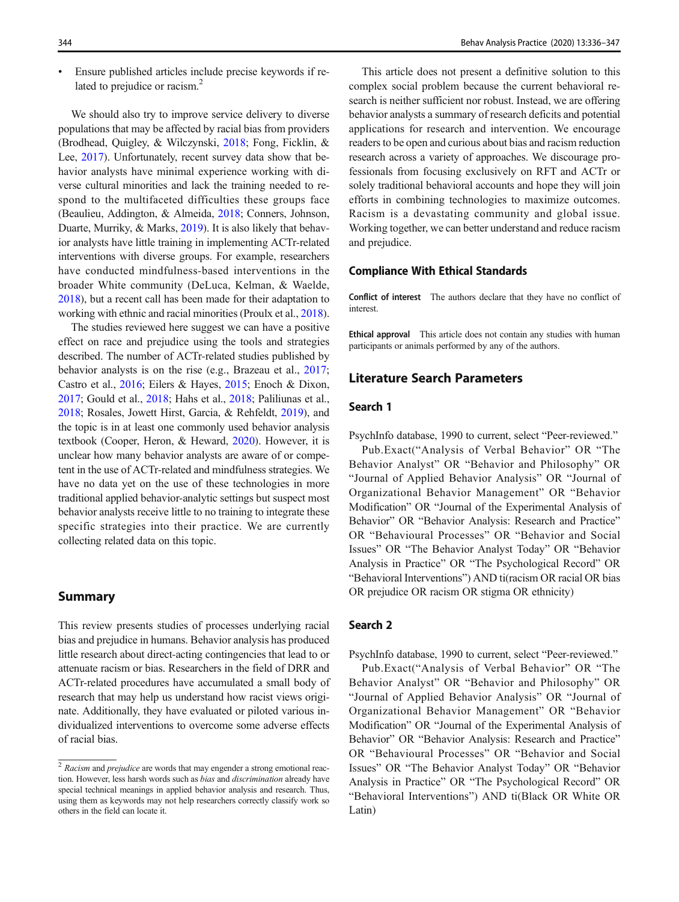- Ensure published articles include precise keywords if related to prejudice or racism.[2]

We should also try to improve service delivery to diverse populations that may be affected by racial bias from providers (Brodhead, Quigley, & Wilczynski, 2018; Fong, Ficklin, & Lee, 2017). Unfortunately, recent survey data show that behavior analysts have minimal experience working with diverse cultural minorities and lack the training needed to respond to the multifaceted difficulties these groups face (Beaulieu, Addington, & Almeida, 2018; Conners, Johnson, Duarte, Murriky, & Marks, 2019). It is also likely that behavior analysts have little training in implementing ACTr-related interventions with diverse groups. For example, researchers have conducted mindfulness-based interventions in the broader White community (DeLuca, Kelman, & Waelde, 2018), but a recent call has been made for their adaptation to working with ethnic and racial minorities (Proulx et al., 2018).

The studies reviewed here suggest we can have a positive effect on race and prejudice using the tools and strategies described. The number of ACTr-related studies published by behavior analysts is on the rise (e.g., Brazeau et al., 2017; Castro et al., 2016; Eilers & Hayes, 2015; Enoch & Dixon, 2017; Gould et al., 2018; Hahs et al., 2018; Paliliunas et al., 2018; Rosales, Jowett Hirst, Garcia, & Rehfeldt, 2019), and the topic is in at least one commonly used behavior analysis textbook (Cooper, Heron, & Heward, 2020). However, it is unclear how many behavior analysts are aware of or competent in the use of ACTr-related and mindfulness strategies. We have no data yet on the use of these technologies in more traditional applied behavior-analytic settings but suspect most behavior analysts receive little to no training to integrate these specific strategies into their practice. We are currently collecting related data on this topic.

## Summary

This review presents studies of processes underlying racial bias and prejudice in humans. Behavior analysis has produced little research about direct-acting contingencies that lead to or attenuate racism or bias. Researchers in the field of DRR and ACTr-related procedures have accumulated a small body of research that may help us understand how racist views originate. Additionally, they have evaluated or piloted various individualized interventions to overcome some adverse effects of racial bias.

This article does not present a definitive solution to this complex social problem because the current behavioral research is neither sufficient nor robust. Instead, we are offering behavior analysts a summary of research deficits and potential applications for research and intervention. We encourage readers to be open and curious about bias and racism reduction research across a variety of approaches. We discourage professionals from focusing exclusively on RFT and ACTr or solely traditional behavioral accounts and hope they will join efforts in combining technologies to maximize outcomes. Racism is a devastating community and global issue. Working together, we can better understand and reduce racism and prejudice.

### Compliance With Ethical Standards

**Conflict of interest** The authors declare that they have no conflict of interest.

**Ethical approval** This article does not contain any studies with human participants or animals performed by any of the authors.

## Literature Search Parameters

### Search 1

PsychInfo database, 1990 to current, select "Peer-reviewed."

Pub.Exact("Analysis of Verbal Behavior" OR "The Behavior Analyst" OR "Behavior and Philosophy" OR "Journal of Applied Behavior Analysis" OR "Journal of Organizational Behavior Management" OR "Behavior Modification" OR "Journal of the Experimental Analysis of Behavior" OR "Behavior Analysis: Research and Practice" OR "Behavioural Processes" OR "Behavior and Social Issues" OR "The Behavior Analyst Today" OR "Behavior Analysis in Practice" OR "The Psychological Record" OR "Behavioral Interventions") AND ti(racism OR racial OR bias OR prejudice OR racism OR stigma OR ethnicity)

### Search 2

PsychInfo database, 1990 to current, select "Peer-reviewed."

Pub.Exact("Analysis of Verbal Behavior" OR "The Behavior Analyst" OR "Behavior and Philosophy" OR "Journal of Applied Behavior Analysis" OR "Journal of Organizational Behavior Management" OR "Behavior Modification" OR "Journal of the Experimental Analysis of Behavior" OR "Behavior Analysis: Research and Practice" OR "Behavioural Processes" OR "Behavior and Social Issues" OR "The Behavior Analyst Today" OR "Behavior Analysis in Practice" OR "The Psychological Record" OR "Behavioral Interventions") AND ti(Black OR White OR Latin)

---

[2] *Racism* and *prejudice* are words that may engender a strong emotional reaction. However, less harsh words such as *bias* and *discrimination* already have special technical meanings in applied behavior analysis and research. Thus, using them as keywords may not help researchers correctly classify work so others in the field can locate it.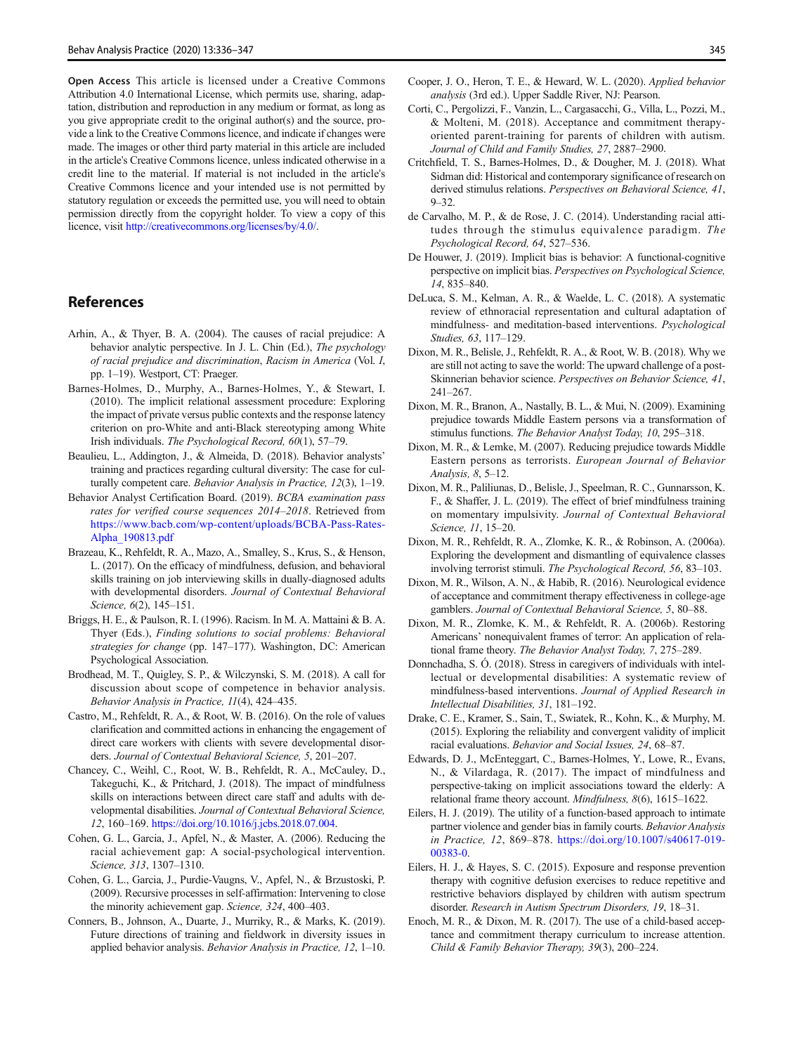**Open Access** This article is licensed under a Creative Commons Attribution 4.0 International License, which permits use, sharing, adaptation, distribution and reproduction in any medium or format, as long as you give appropriate credit to the original author(s) and the source, provide a link to the Creative Commons licence, and indicate if changes were made. The images or other third party material in this article are included in the article's Creative Commons licence, unless indicated otherwise in a credit line to the material. If material is not included in the article's Creative Commons licence and your intended use is not permitted by statutory regulation or exceeds the permitted use, you will need to obtain permission directly from the copyright holder. To view a copy of this licence, visit http://creativecommons.org/licenses/by/4.0/.

## References

Arhin, A., & Thyer, B. A. (2004). The causes of racial prejudice: A behavior analytic perspective. In J. L. Chin (Ed.), *The psychology of racial prejudice and discrimination*, *Racism in America* (Vol. *I*, pp. 1–19). Westport, CT: Praeger.

Barnes-Holmes, D., Murphy, A., Barnes-Holmes, Y., & Stewart, I. (2010). The implicit relational assessment procedure: Exploring the impact of private versus public contexts and the response latency criterion on pro-White and anti-Black stereotyping among White Irish individuals. *The Psychological Record, 60*(1), 57–79.

Beaulieu, L., Addington, J., & Almeida, D. (2018). Behavior analysts' training and practices regarding cultural diversity: The case for culturally competent care. *Behavior Analysis in Practice, 12*(3), 1–19.

Behavior Analyst Certification Board. (2019). *BCBA examination pass rates for verified course sequences 2014–2018*. Retrieved from https://www.bacb.com/wp-content/uploads/BCBA-Pass-Rates-Alpha_190813.pdf

Brazeau, K., Rehfeldt, R. A., Mazo, A., Smalley, S., Krus, S., & Henson, L. (2017). On the efficacy of mindfulness, defusion, and behavioral skills training on job interviewing skills in dually-diagnosed adults with developmental disorders. *Journal of Contextual Behavioral Science, 6*(2), 145–151.

Briggs, H. E., & Paulson, R. I. (1996). Racism. In M. A. Mattaini & B. A. Thyer (Eds.), *Finding solutions to social problems: Behavioral strategies for change* (pp. 147–177). Washington, DC: American Psychological Association.

Brodhead, M. T., Quigley, S. P., & Wilczynski, S. M. (2018). A call for discussion about scope of competence in behavior analysis. *Behavior Analysis in Practice, 11*(4), 424–435.

Castro, M., Rehfeldt, R. A., & Root, W. B. (2016). On the role of values clarification and committed actions in enhancing the engagement of direct care workers with clients with severe developmental disorders. *Journal of Contextual Behavioral Science, 5*, 201–207.

Chancey, C., Weihl, C., Root, W. B., Rehfeldt, R. A., McCauley, D., Takeguchi, K., & Pritchard, J. (2018). The impact of mindfulness skills on interactions between direct care staff and adults with developmental disabilities. *Journal of Contextual Behavioral Science, 12*, 160–169. https://doi.org/10.1016/j.jcbs.2018.07.004.

Cohen, G. L., Garcia, J., Apfel, N., & Master, A. (2006). Reducing the racial achievement gap: A social-psychological intervention. *Science, 313*, 1307–1310.

Cohen, G. L., Garcia, J., Purdie-Vaugns, V., Apfel, N., & Brzustoski, P. (2009). Recursive processes in self-affirmation: Intervening to close the minority achievement gap. *Science, 324*, 400–403.

Conners, B., Johnson, A., Duarte, J., Murriky, R., & Marks, K. (2019). Future directions of training and fieldwork in diversity issues in applied behavior analysis. *Behavior Analysis in Practice, 12*, 1–10.

Cooper, J. O., Heron, T. E., & Heward, W. L. (2020). *Applied behavior analysis* (3rd ed.). Upper Saddle River, NJ: Pearson.

Corti, C., Pergolizzi, F., Vanzin, L., Cargasacchi, G., Villa, L., Pozzi, M., & Molteni, M. (2018). Acceptance and commitment therapy-oriented parent-training for parents of children with autism. *Journal of Child and Family Studies, 27*, 2887–2900.

Critchfield, T. S., Barnes-Holmes, D., & Dougher, M. J. (2018). What Sidman did: Historical and contemporary significance of research on derived stimulus relations. *Perspectives on Behavioral Science, 41*, 9–32.

de Carvalho, M. P., & de Rose, J. C. (2014). Understanding racial attitudes through the stimulus equivalence paradigm. *The Psychological Record, 64*, 527–536.

De Houwer, J. (2019). Implicit bias is behavior: A functional-cognitive perspective on implicit bias. *Perspectives on Psychological Science, 14*, 835–840.

DeLuca, S. M., Kelman, A. R., & Waelde, L. C. (2018). A systematic review of ethnoracial representation and cultural adaptation of mindfulness- and meditation-based interventions. *Psychological Studies, 63*, 117–129.

Dixon, M. R., Belisle, J., Rehfeldt, R. A., & Root, W. B. (2018). Why we are still not acting to save the world: The upward challenge of a post-Skinnerian behavior science. *Perspectives on Behavior Science, 41*, 241–267.

Dixon, M. R., Branon, A., Nastally, B. L., & Mui, N. (2009). Examining prejudice towards Middle Eastern persons via a transformation of stimulus functions. *The Behavior Analyst Today, 10*, 295–318.

Dixon, M. R., & Lemke, M. (2007). Reducing prejudice towards Middle Eastern persons as terrorists. *European Journal of Behavior Analysis, 8*, 5–12.

Dixon, M. R., Paliliunas, D., Belisle, J., Speelman, R. C., Gunnarsson, K. F., & Shaffer, J. L. (2019). The effect of brief mindfulness training on momentary impulsivity. *Journal of Contextual Behavioral Science, 11*, 15–20.

Dixon, M. R., Rehfeldt, R. A., Zlomke, K. R., & Robinson, A. (2006a). Exploring the development and dismantling of equivalence classes involving terrorist stimuli. *The Psychological Record, 56*, 83–103.

Dixon, M. R., Wilson, A. N., & Habib, R. (2016). Neurological evidence of acceptance and commitment therapy effectiveness in college-age gamblers. *Journal of Contextual Behavioral Science, 5*, 80–88.

Dixon, M. R., Zlomke, K. M., & Rehfeldt, R. A. (2006b). Restoring Americans' nonequivalent frames of terror: An application of relational frame theory. *The Behavior Analyst Today, 7*, 275–289.

Donnchadha, S. Ó. (2018). Stress in caregivers of individuals with intellectual or developmental disabilities: A systematic review of mindfulness-based interventions. *Journal of Applied Research in Intellectual Disabilities, 31*, 181–192.

Drake, C. E., Kramer, S., Sain, T., Swiatek, R., Kohn, K., & Murphy, M. (2015). Exploring the reliability and convergent validity of implicit racial evaluations. *Behavior and Social Issues, 24*, 68–87.

Edwards, D. J., McEnteggart, C., Barnes-Holmes, Y., Lowe, R., Evans, N., & Vilardaga, R. (2017). The impact of mindfulness and perspective-taking on implicit associations toward the elderly: A relational frame theory account. *Mindfulness, 8*(6), 1615–1622.

Eilers, H. J. (2019). The utility of a function-based approach to intimate partner violence and gender bias in family courts. *Behavior Analysis in Practice, 12*, 869–878. https://doi.org/10.1007/s40617-019-00383-0.

Eilers, H. J., & Hayes, S. C. (2015). Exposure and response prevention therapy with cognitive defusion exercises to reduce repetitive and restrictive behaviors displayed by children with autism spectrum disorder. *Research in Autism Spectrum Disorders, 19*, 18–31.

Enoch, M. R., & Dixon, M. R. (2017). The use of a child-based acceptance and commitment therapy curriculum to increase attention. *Child & Family Behavior Therapy, 39*(3), 200–224.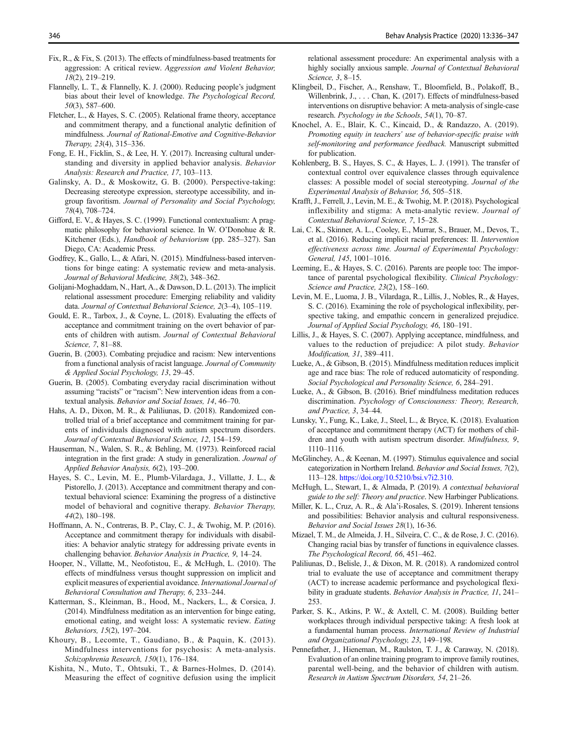Fix, R., & Fix, S. (2013). The effects of mindfulness-based treatments for aggression: A critical review. *Aggression and Violent Behavior, 18*(2), 219–219.

Flannelly, L. T., & Flannelly, K. J. (2000). Reducing people's judgment bias about their level of knowledge. *The Psychological Record, 50*(3), 587–600.

Fletcher, L., & Hayes, S. C. (2005). Relational frame theory, acceptance and commitment therapy, and a functional analytic definition of mindfulness. *Journal of Rational-Emotive and Cognitive-Behavior Therapy, 23*(4), 315–336.

Fong, E. H., Ficklin, S., & Lee, H. Y. (2017). Increasing cultural understanding and diversity in applied behavior analysis. *Behavior Analysis: Research and Practice, 17*, 103–113.

Galinsky, A. D., & Moskowitz, G. B. (2000). Perspective-taking: Decreasing stereotype expression, stereotype accessibility, and in-group favoritism. *Journal of Personality and Social Psychology, 78*(4), 708–724.

Gifford, E. V., & Hayes, S. C. (1999). Functional contextualism: A pragmatic philosophy for behavioral science. In W. O'Donohue & R. Kitchener (Eds.), *Handbook of behaviorism* (pp. 285–327). San Diego, CA: Academic Press.

Godfrey, K., Gallo, L., & Afari, N. (2015). Mindfulness-based interventions for binge eating: A systematic review and meta-analysis. *Journal of Behavioral Medicine, 38*(2), 348–362.

Golijani-Moghaddam, N., Hart, A., & Dawson, D. L. (2013). The implicit relational assessment procedure: Emerging reliability and validity data. *Journal of Contextual Behavioral Science, 2*(3–4), 105–119.

Gould, E. R., Tarbox, J., & Coyne, L. (2018). Evaluating the effects of acceptance and commitment training on the overt behavior of parents of children with autism. *Journal of Contextual Behavioral Science, 7*, 81–88.

Guerin, B. (2003). Combating prejudice and racism: New interventions from a functional analysis of racist language. *Journal of Community & Applied Social Psychology, 13*, 29–45.

Guerin, B. (2005). Combating everyday racial discrimination without assuming "racists" or "racism": New intervention ideas from a contextual analysis. *Behavior and Social Issues, 14*, 46–70.

Hahs, A. D., Dixon, M. R., & Paliliunas, D. (2018). Randomized controlled trial of a brief acceptance and commitment training for parents of individuals diagnosed with autism spectrum disorders. *Journal of Contextual Behavioral Science, 12*, 154–159.

Hauserman, N., Walen, S. R., & Behling, M. (1973). Reinforced racial integration in the first grade: A study in generalization. *Journal of Applied Behavior Analysis, 6*(2), 193–200.

Hayes, S. C., Levin, M. E., Plumb-Vilardaga, J., Villatte, J. L., & Pistorello, J. (2013). Acceptance and commitment therapy and contextual behavioral science: Examining the progress of a distinctive model of behavioral and cognitive therapy. *Behavior Therapy, 44*(2), 180–198.

Hoffmann, A. N., Contreras, B. P., Clay, C. J., & Twohig, M. P. (2016). Acceptance and commitment therapy for individuals with disabilities: A behavior analytic strategy for addressing private events in challenging behavior. *Behavior Analysis in Practice, 9*, 14–24.

Hooper, N., Villatte, M., Neofotistou, E., & McHugh, L. (2010). The effects of mindfulness versus thought suppression on implicit and explicit measures of experiential avoidance. *International Journal of Behavioral Consultation and Therapy, 6*, 233–244.

Katterman, S., Kleinman, B., Hood, M., Nackers, L., & Corsica, J. (2014). Mindfulness meditation as an intervention for binge eating, emotional eating, and weight loss: A systematic review. *Eating Behaviors, 15*(2), 197–204.

Khoury, B., Lecomte, T., Gaudiano, B., & Paquin, K. (2013). Mindfulness interventions for psychosis: A meta-analysis. *Schizophrenia Research, 150*(1), 176–184.

Kishita, N., Muto, T., Ohtsuki, T., & Barnes-Holmes, D. (2014). Measuring the effect of cognitive defusion using the implicit relational assessment procedure: An experimental analysis with a highly socially anxious sample. *Journal of Contextual Behavioral Science, 3*, 8–15.

Klingbeil, D., Fischer, A., Renshaw, T., Bloomfield, B., Polakoff, B., Willenbrink, J., . . . Chan, K. (2017). Effects of mindfulness-based interventions on disruptive behavior: A meta-analysis of single-case research. *Psychology in the Schools*, *54*(1), 70–87.

Knochel, A. E., Blair, K. C., Kincaid, D., & Randazzo, A. (2019). *Promoting equity in teachers' use of behavior-specific praise with self-monitoring and performance feedback.* Manuscript submitted for publication.

Kohlenberg, B. S., Hayes, S. C., & Hayes, L. J. (1991). The transfer of contextual control over equivalence classes through equivalence classes: A possible model of social stereotyping. *Journal of the Experimental Analysis of Behavior, 56*, 505–518.

Krafft, J., Ferrell, J., Levin, M. E., & Twohig, M. P. (2018). Psychological inflexibility and stigma: A meta-analytic review. *Journal of Contextual Behavioral Science, 7*, 15–28.

Lai, C. K., Skinner, A. L., Cooley, E., Murrar, S., Brauer, M., Devos, T., et al. (2016). Reducing implicit racial preferences: II. *Intervention effectiveness across time. Journal of Experimental Psychology: General, 145*, 1001–1016.

Leeming, E., & Hayes, S. C. (2016). Parents are people too: The importance of parental psychological flexibility. *Clinical Psychology: Science and Practice, 23*(2), 158–160.

Levin, M. E., Luoma, J. B., Vilardaga, R., Lillis, J., Nobles, R., & Hayes, S. C. (2016). Examining the role of psychological inflexibility, perspective taking, and empathic concern in generalized prejudice. *Journal of Applied Social Psychology, 46*, 180–191.

Lillis, J., & Hayes, S. C. (2007). Applying acceptance, mindfulness, and values to the reduction of prejudice: A pilot study. *Behavior Modification, 31*, 389–411.

Lueke, A., & Gibson, B. (2015). Mindfulness meditation reduces implicit age and race bias: The role of reduced automaticity of responding. *Social Psychological and Personality Science, 6*, 284–291.

Lueke, A., & Gibson, B. (2016). Brief mindfulness meditation reduces discrimination. *Psychology of Consciousness: Theory, Research, and Practice, 3*, 34–44.

Lunsky, Y., Fung, K., Lake, J., Steel, L., & Bryce, K. (2018). Evaluation of acceptance and commitment therapy (ACT) for mothers of children and youth with autism spectrum disorder. *Mindfulness, 9*, 1110–1116.

McGlinchey, A., & Keenan, M. (1997). Stimulus equivalence and social categorization in Northern Ireland. *Behavior and Social Issues, 7*(2), 113–128. https://doi.org/10.5210/bsi.v7i2.310.

McHugh, L., Stewart, I., & Almada, P. (2019). *A contextual behavioral guide to the self: Theory and practice*. New Harbinger Publications.

Miller, K. L., Cruz, A. R., & Ala'i-Rosales, S. (2019). Inherent tensions and possibilities: Behavior analysis and cultural responsiveness. *Behavior and Social Issues 28*(1), 16-36.

Mizael, T. M., de Almeida, J. H., Silveira, C. C., & de Rose, J. C. (2016). Changing racial bias by transfer of functions in equivalence classes. *The Psychological Record, 66*, 451–462.

Paliliunas, D., Belisle, J., & Dixon, M. R. (2018). A randomized control trial to evaluate the use of acceptance and commitment therapy (ACT) to increase academic performance and psychological flexibility in graduate students. *Behavior Analysis in Practice, 11*, 241–253.

Parker, S. K., Atkins, P. W., & Axtell, C. M. (2008). Building better workplaces through individual perspective taking: A fresh look at a fundamental human process. *International Review of Industrial and Organizational Psychology, 23*, 149–198.

Pennefather, J., Hieneman, M., Raulston, T. J., & Caraway, N. (2018). Evaluation of an online training program to improve family routines, parental well-being, and the behavior of children with autism. *Research in Autism Spectrum Disorders, 54*, 21–26.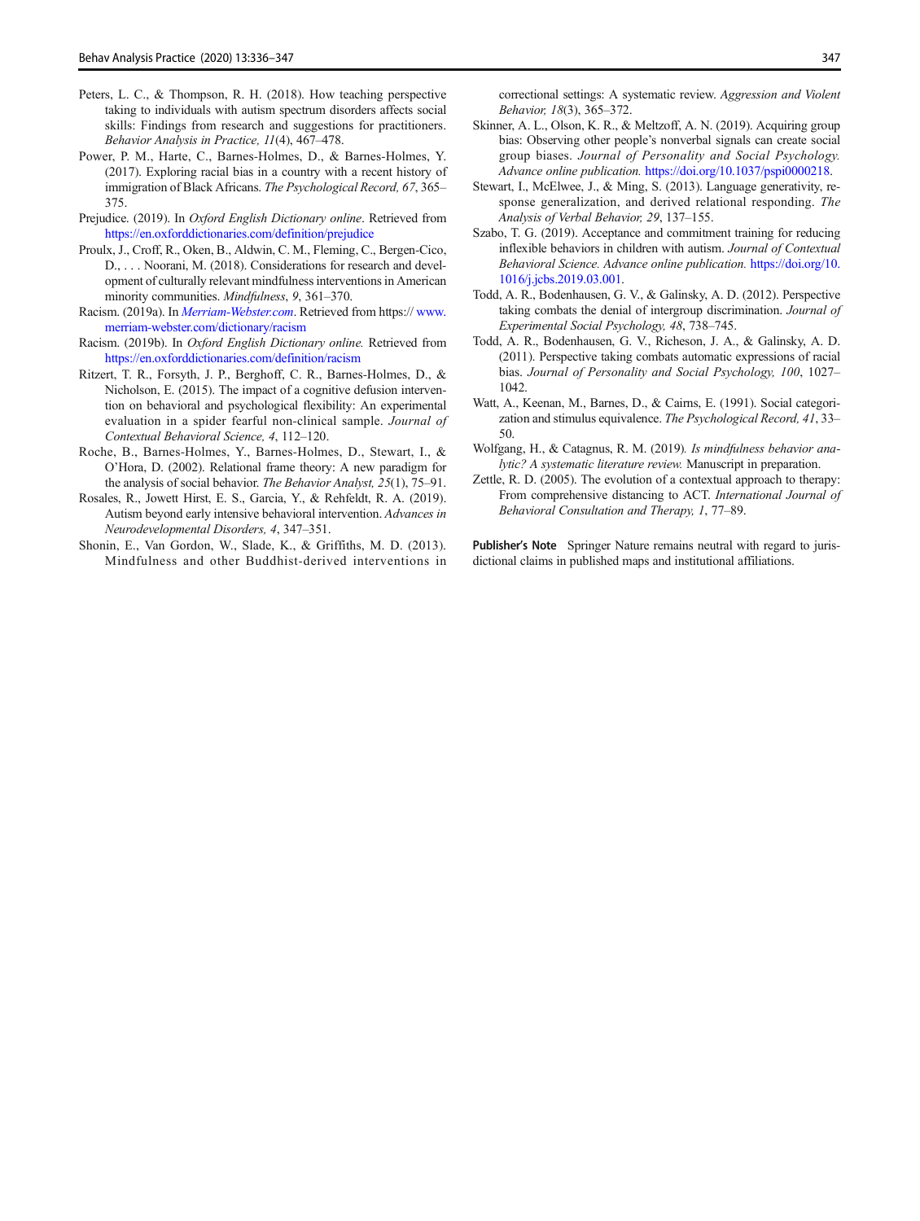Peters, L. C., & Thompson, R. H. (2018). How teaching perspective taking to individuals with autism spectrum disorders affects social skills: Findings from research and suggestions for practitioners. *Behavior Analysis in Practice, 11*(4), 467–478.

Power, P. M., Harte, C., Barnes-Holmes, D., & Barnes-Holmes, Y. (2017). Exploring racial bias in a country with a recent history of immigration of Black Africans. *The Psychological Record, 67*, 365–375.

Prejudice. (2019). In *Oxford English Dictionary online*. Retrieved from https://en.oxforddictionaries.com/definition/prejudice

Proulx, J., Croff, R., Oken, B., Aldwin, C. M., Fleming, C., Bergen-Cico, D., . . . Noorani, M. (2018). Considerations for research and development of culturally relevant mindfulness interventions in American minority communities. *Mindfulness*, *9*, 361–370.

Racism. (2019a). In *Merriam-Webster.com*. Retrieved from https:// www.merriam-webster.com/dictionary/racism

Racism. (2019b). In *Oxford English Dictionary online.* Retrieved from https://en.oxforddictionaries.com/definition/racism

Ritzert, T. R., Forsyth, J. P., Berghoff, C. R., Barnes-Holmes, D., & Nicholson, E. (2015). The impact of a cognitive defusion intervention on behavioral and psychological flexibility: An experimental evaluation in a spider fearful non-clinical sample. *Journal of Contextual Behavioral Science, 4*, 112–120.

Roche, B., Barnes-Holmes, Y., Barnes-Holmes, D., Stewart, I., & O'Hora, D. (2002). Relational frame theory: A new paradigm for the analysis of social behavior. *The Behavior Analyst, 25*(1), 75–91.

Rosales, R., Jowett Hirst, E. S., Garcia, Y., & Rehfeldt, R. A. (2019). Autism beyond early intensive behavioral intervention. *Advances in Neurodevelopmental Disorders, 4*, 347–351.

Shonin, E., Van Gordon, W., Slade, K., & Griffiths, M. D. (2013). Mindfulness and other Buddhist-derived interventions in correctional settings: A systematic review. *Aggression and Violent Behavior, 18*(3), 365–372.

Skinner, A. L., Olson, K. R., & Meltzoff, A. N. (2019). Acquiring group bias: Observing other people's nonverbal signals can create social group biases. *Journal of Personality and Social Psychology. Advance online publication.* https://doi.org/10.1037/pspi0000218.

Stewart, I., McElwee, J., & Ming, S. (2013). Language generativity, response generalization, and derived relational responding. *The Analysis of Verbal Behavior, 29*, 137–155.

Szabo, T. G. (2019). Acceptance and commitment training for reducing inflexible behaviors in children with autism. *Journal of Contextual Behavioral Science. Advance online publication.* https://doi.org/10.1016/j.jcbs.2019.03.001.

Todd, A. R., Bodenhausen, G. V., & Galinsky, A. D. (2012). Perspective taking combats the denial of intergroup discrimination. *Journal of Experimental Social Psychology, 48*, 738–745.

Todd, A. R., Bodenhausen, G. V., Richeson, J. A., & Galinsky, A. D. (2011). Perspective taking combats automatic expressions of racial bias. *Journal of Personality and Social Psychology, 100*, 1027–1042.

Watt, A., Keenan, M., Barnes, D., & Cairns, E. (1991). Social categorization and stimulus equivalence. *The Psychological Record, 41*, 33–50.

Wolfgang, H., & Catagnus, R. M. (2019). *Is mindfulness behavior analytic? A systematic literature review.* Manuscript in preparation.

Zettle, R. D. (2005). The evolution of a contextual approach to therapy: From comprehensive distancing to ACT. *International Journal of Behavioral Consultation and Therapy, 1*, 77–89.

**Publisher's Note** Springer Nature remains neutral with regard to jurisdictional claims in published maps and institutional affiliations.